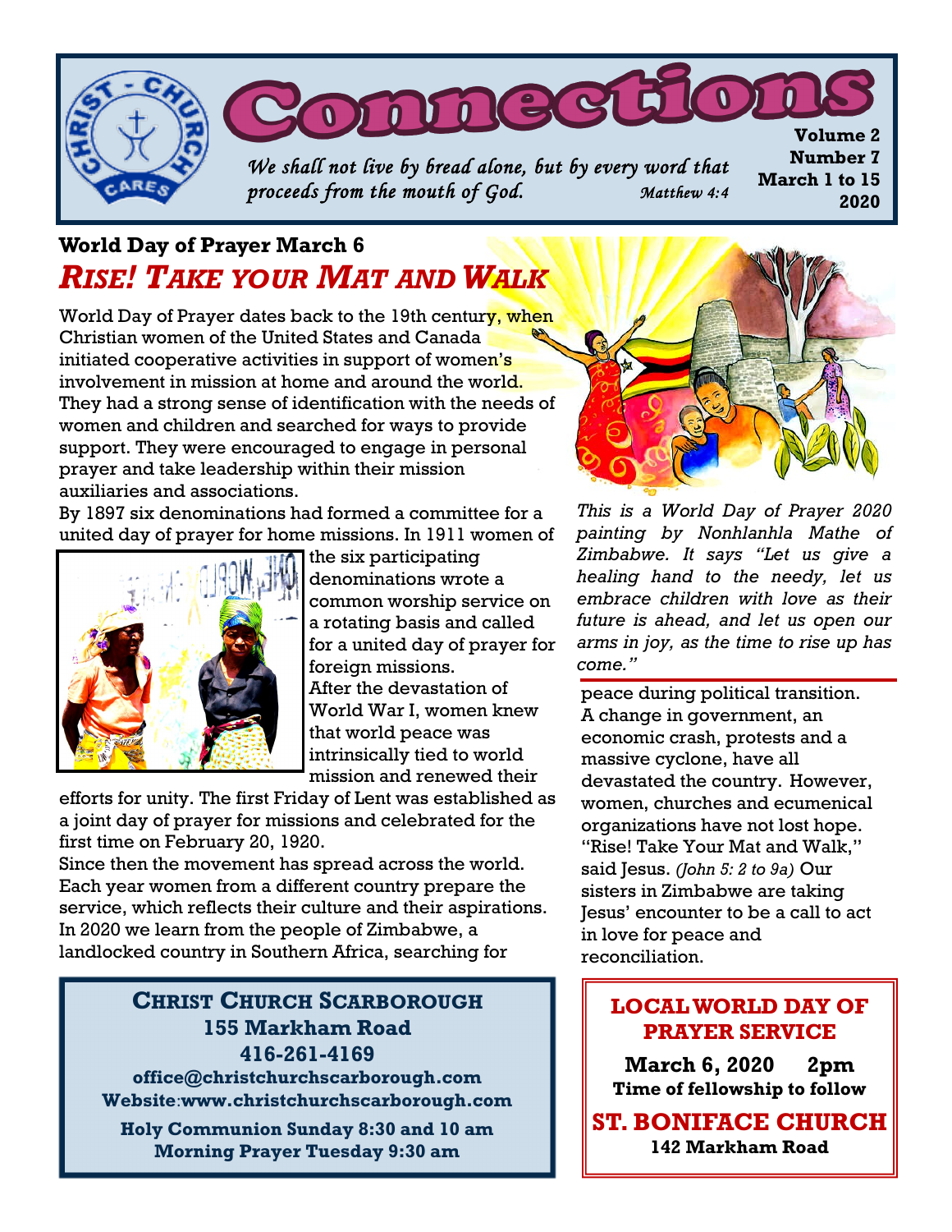# Connections

*We shall not live by bread alone, but by every word that proceeds from the mouth of God.* *Matthew 4:4*

**Volume 2**
**Number 7**
**March 1 to 15**
**2020**

## World Day of Prayer March 6

## *RISE! TAKE YOUR MAT AND WALK*

World Day of Prayer dates back to the 19th century, when Christian women of the United States and Canada initiated cooperative activities in support of women's involvement in mission at home and around the world. They had a strong sense of identification with the needs of women and children and searched for ways to provide support. They were encouraged to engage in personal prayer and take leadership within their mission auxiliaries and associations.

By 1897 six denominations had formed a committee for a united day of prayer for home missions. In 1911 women of the six participating denominations wrote a common worship service on a rotating basis and called for a united day of prayer for foreign missions.

After the devastation of World War I, women knew that world peace was intrinsically tied to world mission and renewed their efforts for unity. The first Friday of Lent was established as a joint day of prayer for missions and celebrated for the first time on February 20, 1920.

Since then the movement has spread across the world. Each year women from a different country prepare the service, which reflects their culture and their aspirations. In 2020 we learn from the people of Zimbabwe, a landlocked country in Southern Africa, searching for peace during political transition. A change in government, an economic crash, protests and a massive cyclone, have all devastated the country. However, women, churches and ecumenical organizations have not lost hope. "Rise! Take Your Mat and Walk," said Jesus. *(John 5: 2 to 9a)* Our sisters in Zimbabwe are taking Jesus' encounter to be a call to act in love for peace and reconciliation.

*This is a World Day of Prayer 2020 painting by Nonhlanhla Mathe of Zimbabwe. It says "Let us give a healing hand to the needy, let us embrace children with love as their future is ahead, and let us open our arms in joy, as the time to rise up has come."*

**CHRIST CHURCH SCARBOROUGH**
**155 Markham Road**
**416-261-4169**
**office@christchurchscarborough.com**
**Website:www.christchurchscarborough.com**

**Holy Communion Sunday 8:30 and 10 am**
**Morning Prayer Tuesday 9:30 am**

**LOCAL WORLD DAY OF PRAYER SERVICE**

**March 6, 2020 2pm**
**Time of fellowship to follow**

**ST. BONIFACE CHURCH**
**142 Markham Road**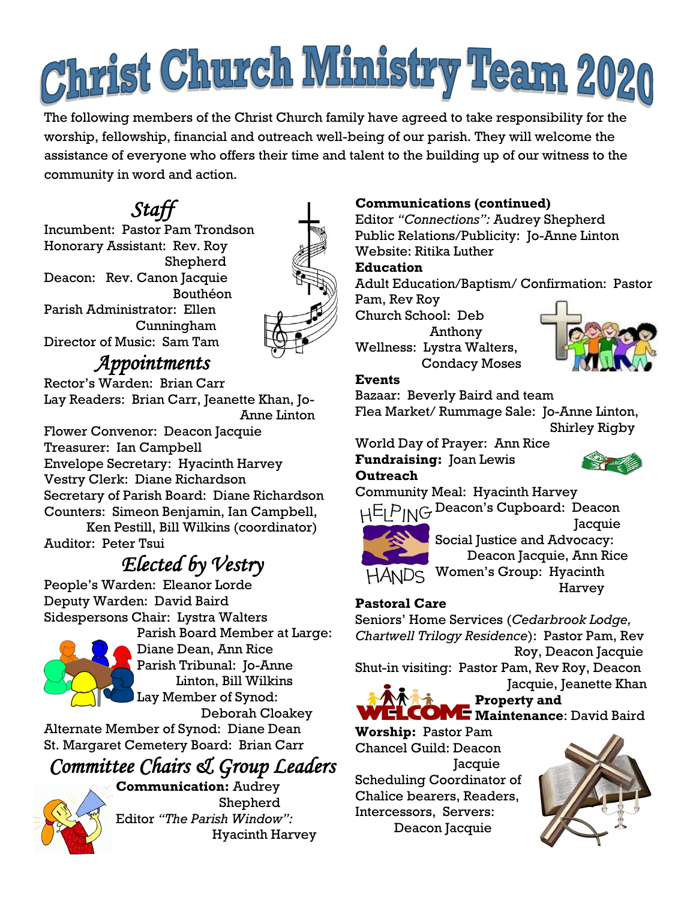# Christ Church Ministry Team 2020

The following members of the Christ Church family have agreed to take responsibility for the worship, fellowship, financial and outreach well-being of our parish. They will welcome the assistance of everyone who offers their time and talent to the building up of our witness to the community in word and action.

## *Staff*

Incumbent: Pastor Pam Trondson
Honorary Assistant: Rev. Roy Shepherd
Deacon: Rev. Canon Jacquie Bouthéon
Parish Administrator: Ellen Cunningham
Director of Music: Sam Tam

## *Appointments*

Rector's Warden: Brian Carr
Lay Readers: Brian Carr, Jeanette Khan, Jo-Anne Linton
Flower Convenor: Deacon Jacquie
Treasurer: Ian Campbell
Envelope Secretary: Hyacinth Harvey
Vestry Clerk: Diane Richardson
Secretary of Parish Board: Diane Richardson
Counters: Simeon Benjamin, Ian Campbell, Ken Pestill, Bill Wilkins (coordinator)
Auditor: Peter Tsui

## *Elected by Vestry*

People's Warden: Eleanor Lorde
Deputy Warden: David Baird
Sidespersons Chair: Lystra Walters
Parish Board Member at Large: Diane Dean, Ann Rice
Parish Tribunal: Jo-Anne Linton, Bill Wilkins
Lay Member of Synod: Deborah Cloakey
Alternate Member of Synod: Diane Dean
St. Margaret Cemetery Board: Brian Carr

## *Committee Chairs & Group Leaders*

**Communication:** Audrey Shepherd
Editor *"The Parish Window":* Hyacinth Harvey

**Communications (continued)**
Editor *"Connections":* Audrey Shepherd
Public Relations/Publicity: Jo-Anne Linton
Website: Ritika Luther

**Education**
Adult Education/Baptism/ Confirmation: Pastor Pam, Rev Roy
Church School: Deb Anthony
Wellness: Lystra Walters, Condacy Moses

**Events**
Bazaar: Beverly Baird and team
Flea Market/ Rummage Sale: Jo-Anne Linton, Shirley Rigby
World Day of Prayer: Ann Rice

**Fundraising:** Joan Lewis

**Outreach**
Community Meal: Hyacinth Harvey
Deacon's Cupboard: Deacon Jacquie
Social Justice and Advocacy: Deacon Jacquie, Ann Rice
Women's Group: Hyacinth Harvey

**Pastoral Care**
Seniors' Home Services (*Cedarbrook Lodge, Chartwell Trilogy Residence*): Pastor Pam, Rev Roy, Deacon Jacquie
Shut-in visiting: Pastor Pam, Rev Roy, Deacon Jacquie, Jeanette Khan

**Property and Maintenance**: David Baird

**Worship:** Pastor Pam
Chancel Guild: Deacon Jacquie
Scheduling Coordinator of Chalice bearers, Readers, Intercessors, Servers: Deacon Jacquie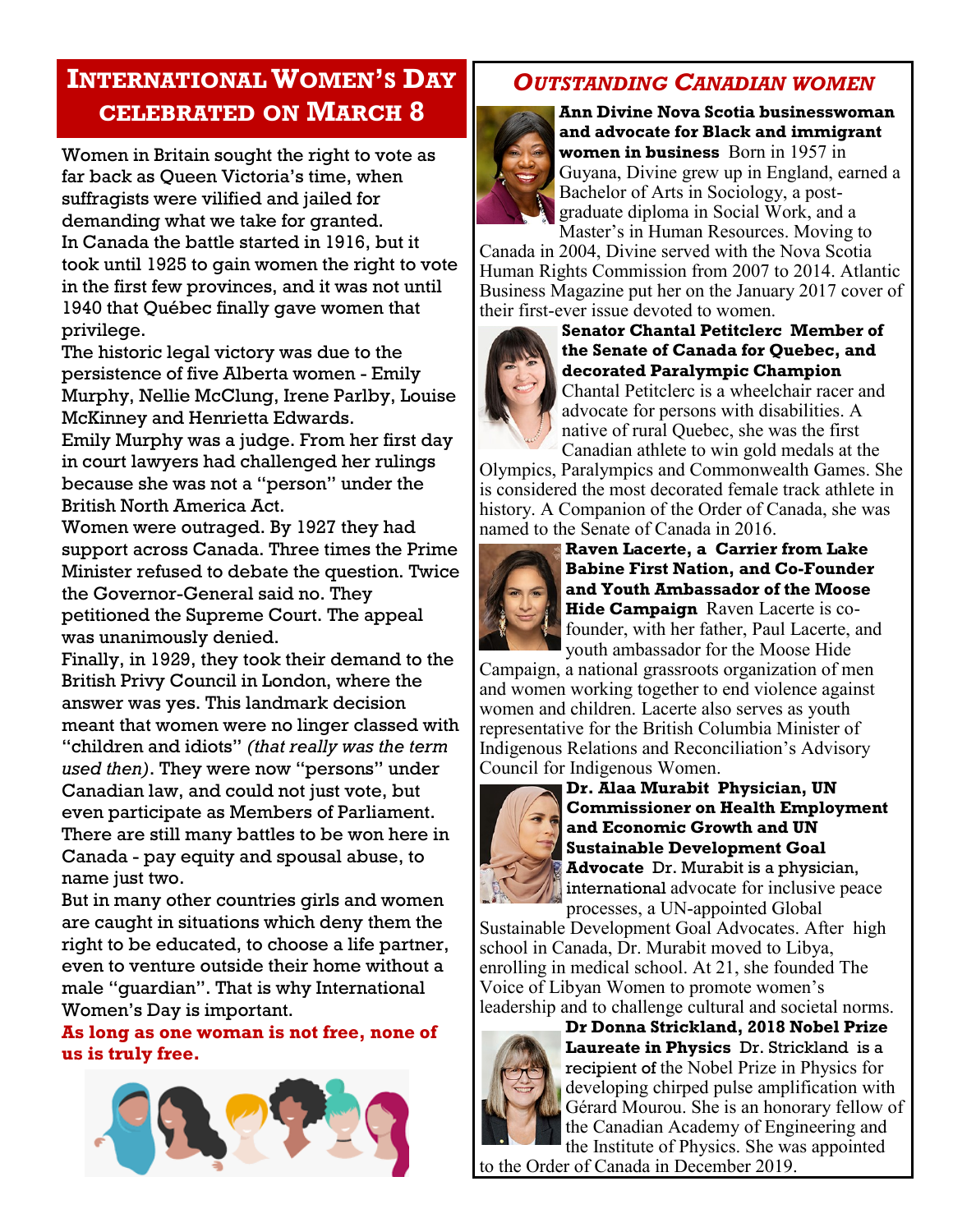# International Women's Day celebrated on March 8

Women in Britain sought the right to vote as far back as Queen Victoria's time, when suffragists were vilified and jailed for demanding what we take for granted.

In Canada the battle started in 1916, but it took until 1925 to gain women the right to vote in the first few provinces, and it was not until 1940 that Québec finally gave women that privilege.

The historic legal victory was due to the persistence of five Alberta women - Emily Murphy, Nellie McClung, Irene Parlby, Louise McKinney and Henrietta Edwards.

Emily Murphy was a judge. From her first day in court lawyers had challenged her rulings because she was not a "person" under the British North America Act.

Women were outraged. By 1927 they had support across Canada. Three times the Prime Minister refused to debate the question. Twice the Governor-General said no. They petitioned the Supreme Court. The appeal was unanimously denied.

Finally, in 1929, they took their demand to the British Privy Council in London, where the answer was yes. This landmark decision meant that women were no linger classed with "children and idiots" *(that really was the term used then)*. They were now "persons" under Canadian law, and could not just vote, but even participate as Members of Parliament.

There are still many battles to be won here in Canada - pay equity and spousal abuse, to name just two.

But in many other countries girls and women are caught in situations which deny them the right to be educated, to choose a life partner, even to venture outside their home without a male "guardian". That is why International Women's Day is important.

**As long as one woman is not free, none of us is truly free.**

## *Outstanding Canadian Women*

**Ann Divine Nova Scotia businesswoman and advocate for Black and immigrant women in business** Born in 1957 in Guyana, Divine grew up in England, earned a Bachelor of Arts in Sociology, a post-graduate diploma in Social Work, and a Master's in Human Resources. Moving to Canada in 2004, Divine served with the Nova Scotia Human Rights Commission from 2007 to 2014. Atlantic Business Magazine put her on the January 2017 cover of their first-ever issue devoted to women.

**Senator Chantal Petitclerc Member of the Senate of Canada for Quebec, and decorated Paralympic Champion** Chantal Petitclerc is a wheelchair racer and advocate for persons with disabilities. A native of rural Quebec, she was the first Canadian athlete to win gold medals at the Olympics, Paralympics and Commonwealth Games. She is considered the most decorated female track athlete in history. A Companion of the Order of Canada, she was named to the Senate of Canada in 2016.

**Raven Lacerte, a Carrier from Lake Babine First Nation, and Co-Founder and Youth Ambassador of the Moose Hide Campaign** Raven Lacerte is co-founder, with her father, Paul Lacerte, and youth ambassador for the Moose Hide Campaign, a national grassroots organization of men and women working together to end violence against women and children. Lacerte also serves as youth representative for the British Columbia Minister of Indigenous Relations and Reconciliation's Advisory Council for Indigenous Women.

**Dr. Alaa Murabit Physician, UN Commissioner on Health Employment and Economic Growth and UN Sustainable Development Goal Advocate** Dr. Murabit is a physician, international advocate for inclusive peace processes, a UN-appointed Global Sustainable Development Goal Advocates. After high school in Canada, Dr. Murabit moved to Libya, enrolling in medical school. At 21, she founded The Voice of Libyan Women to promote women's leadership and to challenge cultural and societal norms.

**Dr Donna Strickland, 2018 Nobel Prize Laureate in Physics** Dr. Strickland is a recipient of the Nobel Prize in Physics for developing chirped pulse amplification with Gérard Mourou. She is an honorary fellow of the Canadian Academy of Engineering and the Institute of Physics. She was appointed to the Order of Canada in December 2019.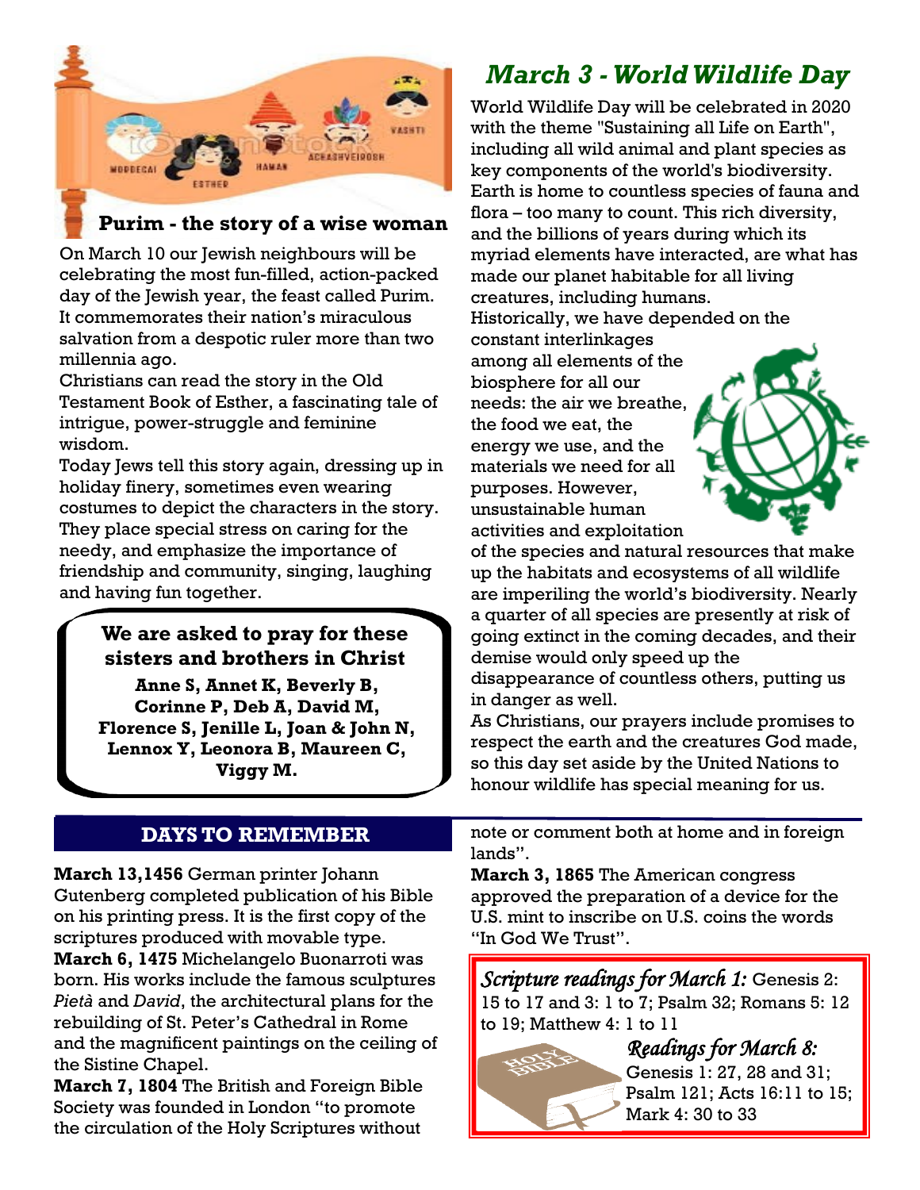### Purim - the story of a wise woman

On March 10 our Jewish neighbours will be celebrating the most fun-filled, action-packed day of the Jewish year, the feast called Purim. It commemorates their nation's miraculous salvation from a despotic ruler more than two millennia ago.

Christians can read the story in the Old Testament Book of Esther, a fascinating tale of intrigue, power-struggle and feminine wisdom.

Today Jews tell this story again, dressing up in holiday finery, sometimes even wearing costumes to depict the characters in the story. They place special stress on caring for the needy, and emphasize the importance of friendship and community, singing, laughing and having fun together.

**We are asked to pray for these sisters and brothers in Christ**

**Anne S, Annet K, Beverly B, Corinne P, Deb A, David M, Florence S, Jenille L, Joan & John N, Lennox Y, Leonora B, Maureen C, Viggy M.**

## *March 3 - World Wildlife Day*

World Wildlife Day will be celebrated in 2020 with the theme "Sustaining all Life on Earth", including all wild animal and plant species as key components of the world's biodiversity. Earth is home to countless species of fauna and flora – too many to count. This rich diversity, and the billions of years during which its myriad elements have interacted, are what has made our planet habitable for all living creatures, including humans.

Historically, we have depended on the constant interlinkages among all elements of the biosphere for all our needs: the air we breathe, the food we eat, the energy we use, and the materials we need for all purposes. However, unsustainable human activities and exploitation of the species and natural resources that make up the habitats and ecosystems of all wildlife are imperiling the world's biodiversity. Nearly a quarter of all species are presently at risk of going extinct in the coming decades, and their demise would only speed up the disappearance of countless others, putting us in danger as well.

As Christians, our prayers include promises to respect the earth and the creatures God made, so this day set aside by the United Nations to honour wildlife has special meaning for us.

## DAYS TO REMEMBER

**March 13,1456** German printer Johann Gutenberg completed publication of his Bible on his printing press. It is the first copy of the scriptures produced with movable type.

**March 6, 1475** Michelangelo Buonarroti was born. His works include the famous sculptures *Pietà* and *David*, the architectural plans for the rebuilding of St. Peter's Cathedral in Rome and the magnificent paintings on the ceiling of the Sistine Chapel.

**March 7, 1804** The British and Foreign Bible Society was founded in London "to promote the circulation of the Holy Scriptures without note or comment both at home and in foreign lands".

**March 3, 1865** The American congress approved the preparation of a device for the U.S. mint to inscribe on U.S. coins the words "In God We Trust".

*Scripture readings for March 1:* Genesis 2: 15 to 17 and 3: 1 to 7; Psalm 32; Romans 5: 12 to 19; Matthew 4: 1 to 11

*Readings for March 8:* Genesis 1: 27, 28 and 31; Psalm 121; Acts 16:11 to 15; Mark 4: 30 to 33